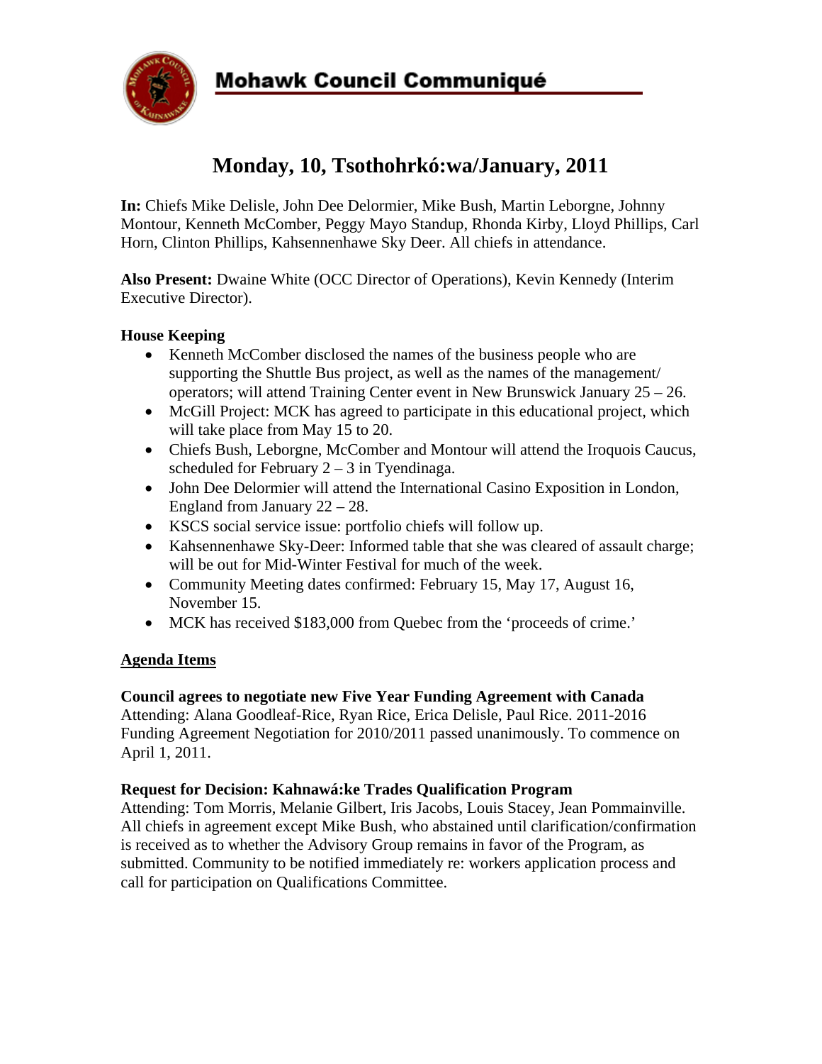# Mohawk Council Communiqué

## Monday, 10, Tsothohrkó:wa/January, 2011

**In:** Chiefs Mike Delisle, John Dee Delormier, Mike Bush, Martin Leborgne, Johnny Montour, Kenneth McComber, Peggy Mayo Standup, Rhonda Kirby, Lloyd Phillips, Carl Horn, Clinton Phillips, Kahsennenhawe Sky Deer. All chiefs in attendance.

**Also Present:** Dwaine White (OCC Director of Operations), Kevin Kennedy (Interim Executive Director).

### House Keeping

- Kenneth McComber disclosed the names of the business people who are supporting the Shuttle Bus project, as well as the names of the management/ operators; will attend Training Center event in New Brunswick January 25 – 26.
- McGill Project: MCK has agreed to participate in this educational project, which will take place from May 15 to 20.
- Chiefs Bush, Leborgne, McComber and Montour will attend the Iroquois Caucus, scheduled for February 2 – 3 in Tyendinaga.
- John Dee Delormier will attend the International Casino Exposition in London, England from January 22 – 28.
- KSCS social service issue: portfolio chiefs will follow up.
- Kahsennenhawe Sky-Deer: Informed table that she was cleared of assault charge; will be out for Mid-Winter Festival for much of the week.
- Community Meeting dates confirmed: February 15, May 17, August 16, November 15.
- MCK has received $183,000 from Quebec from the 'proceeds of crime.'

### Agenda Items

**Council agrees to negotiate new Five Year Funding Agreement with Canada**
Attending: Alana Goodleaf-Rice, Ryan Rice, Erica Delisle, Paul Rice. 2011-2016 Funding Agreement Negotiation for 2010/2011 passed unanimously. To commence on April 1, 2011.

**Request for Decision: Kahnawá:ke Trades Qualification Program**
Attending: Tom Morris, Melanie Gilbert, Iris Jacobs, Louis Stacey, Jean Pommainville. All chiefs in agreement except Mike Bush, who abstained until clarification/confirmation is received as to whether the Advisory Group remains in favor of the Program, as submitted. Community to be notified immediately re: workers application process and call for participation on Qualifications Committee.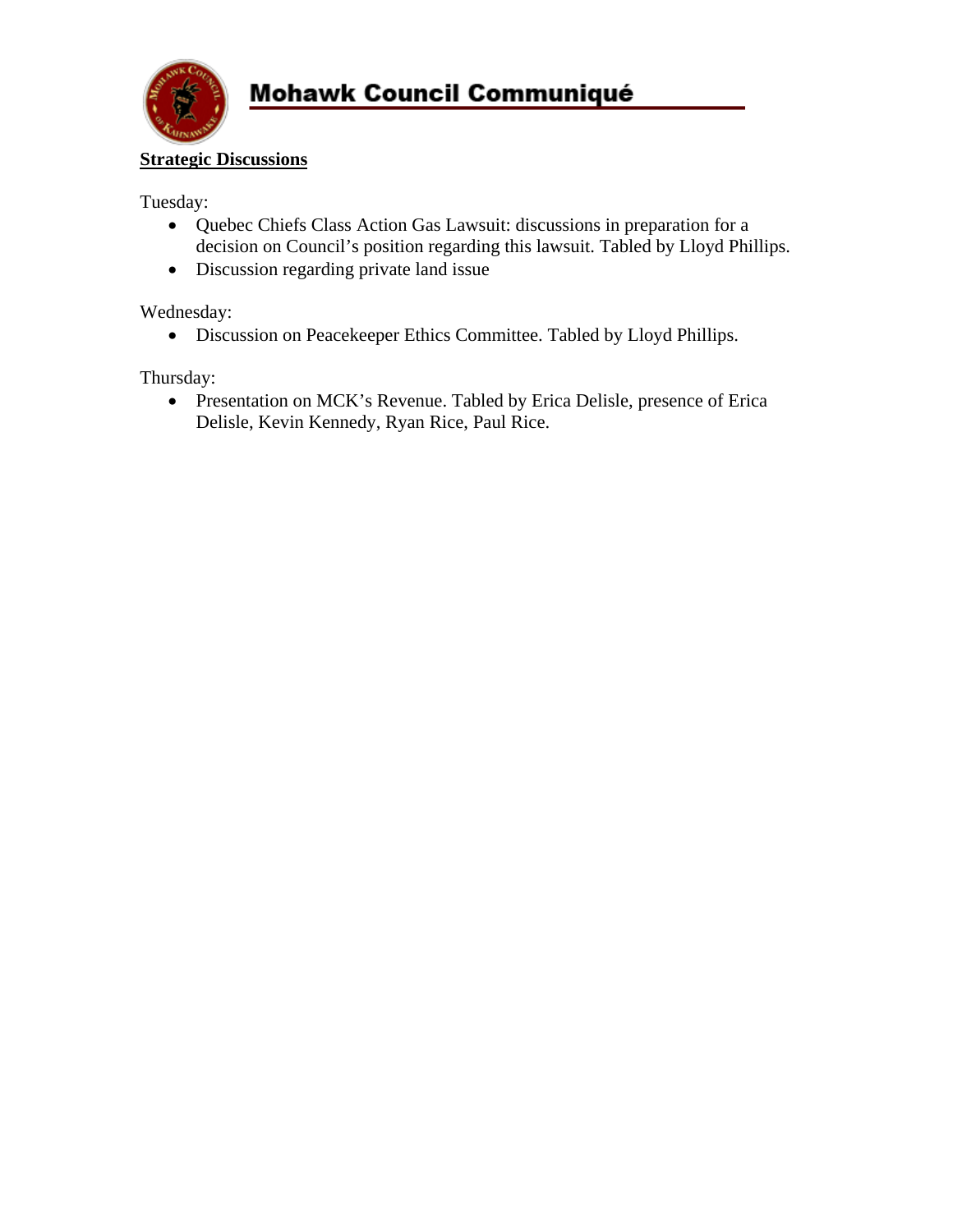## Strategic Discussions

Tuesday:

- Quebec Chiefs Class Action Gas Lawsuit: discussions in preparation for a decision on Council's position regarding this lawsuit. Tabled by Lloyd Phillips.
- Discussion regarding private land issue

Wednesday:

- Discussion on Peacekeeper Ethics Committee. Tabled by Lloyd Phillips.

Thursday:

- Presentation on MCK's Revenue. Tabled by Erica Delisle, presence of Erica Delisle, Kevin Kennedy, Ryan Rice, Paul Rice.